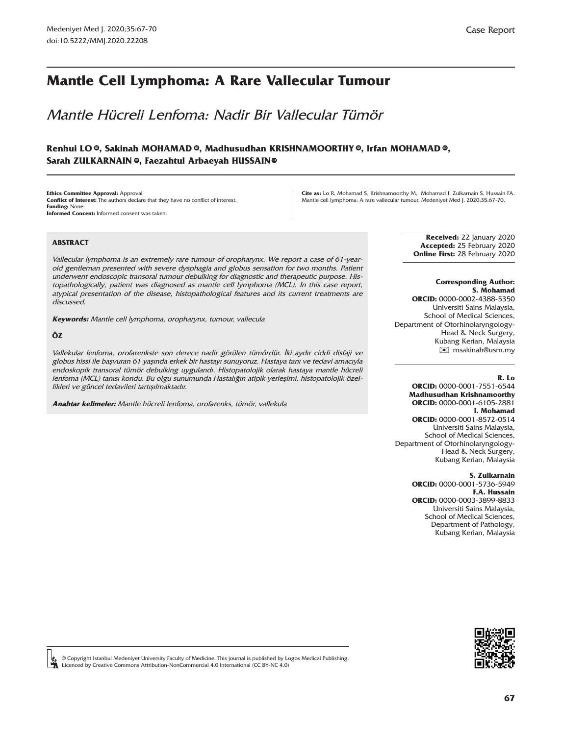Case Report

# Mantle Cell Lymphoma: A Rare Vallecular Tumour

## *Mantle Hücreli Lenfoma: Nadir Bir Vallecular Tümör*

**Renhui LO, Sakinah MOHAMAD, Madhusudhan KRISHNAMOORTHY, Irfan MOHAMAD, Sarah ZULKARNAIN, Faezahtul Arbaeyah HUSSAIN**

**Ethics Committee Approval:** Approval
**Conflict of Interest:** The authors declare that they have no conflict of interest.
**Funding:** None.
**Informed Concent:** Informed consent was taken.

**Cite as:** Lo R, Mohamad S, Krishnamoorthy M, Mohamad I, Zulkarnain S, Hussain FA. Mantle cell lymphoma: A rare vallecular tumour. Medeniyet Med J. 2020;35:67-70.

### ABSTRACT

*Vallecular lymphoma is an extremely rare tumour of oropharynx. We report a case of 61-year-old gentleman presented with severe dysphagia and globus sensation for two months. Patient underwent endoscopic transoral tumour debulking for diagnostic and therapeutic purpose. Histopathologically, patient was diagnosed as mantle cell lymphoma (MCL). In this case report, atypical presentation of the disease, histopathological features and its current treatments are discussed.*

***Keywords:*** *Mantle cell lymphoma, oropharynx, tumour, vallecula*

### ÖZ

*Vallekular lenfoma, orofarenkste son derece nadir görülen tümördür. İki aydır ciddi disfaji ve globus hissi ile başvuran 61 yaşında erkek bir hastayı sunuyoruz. Hastaya tanı ve tedavi amacıyla endoskopik transoral tümör debulking uygulandı. Histopatolojik olarak hastaya mantle hücreli lenfoma (MCL) tanısı kondu. Bu olgu sunumunda Hastalığın atipik yerleşimi, histopatolojik özellikleri ve güncel tedavileri tartışılmaktadır.*

***Anahtar kelimeler:*** *Mantle hücreli lenfoma, orofarenks, tümör, vallekula*

**Received:** 22 January 2020
**Accepted:** 25 February 2020
**Online First:** 28 February 2020

**Corresponding Author:**
**S. Mohamad**
**ORCID:** 0000-0002-4388-5350
Universiti Sains Malaysia,
School of Medical Sciences,
Department of Otorhinolaryngology-Head & Neck Surgery,
Kubang Kerian, Malaysia
✉ msakinah@usm.my

**R. Lo**
**ORCID:** 0000-0001-7551-6544
**Madhusudhan Krishnamoorthy**
**ORCID:** 0000-0001-6105-2881
**I. Mohamad**
**ORCID:** 0000-0001-8572-0514
Universiti Sains Malaysia,
School of Medical Sciences,
Department of Otorhinolaryngology-Head & Neck Surgery,
Kubang Kerian, Malaysia

**S. Zulkarnain**
**ORCID:** 0000-0001-5736-5949
**F.A. Hussain**
**ORCID:** 0000-0003-3899-8833
Universiti Sains Malaysia,
School of Medical Sciences,
Department of Pathology,
Kubang Kerian, Malaysia

© Copyright Istanbul Medeniyet University Faculty of Medicine. This journal is published by Logos Medical Publishing. Licenced by Creative Commons Attribution-NonCommercial 4.0 International (CC BY-NC 4.0)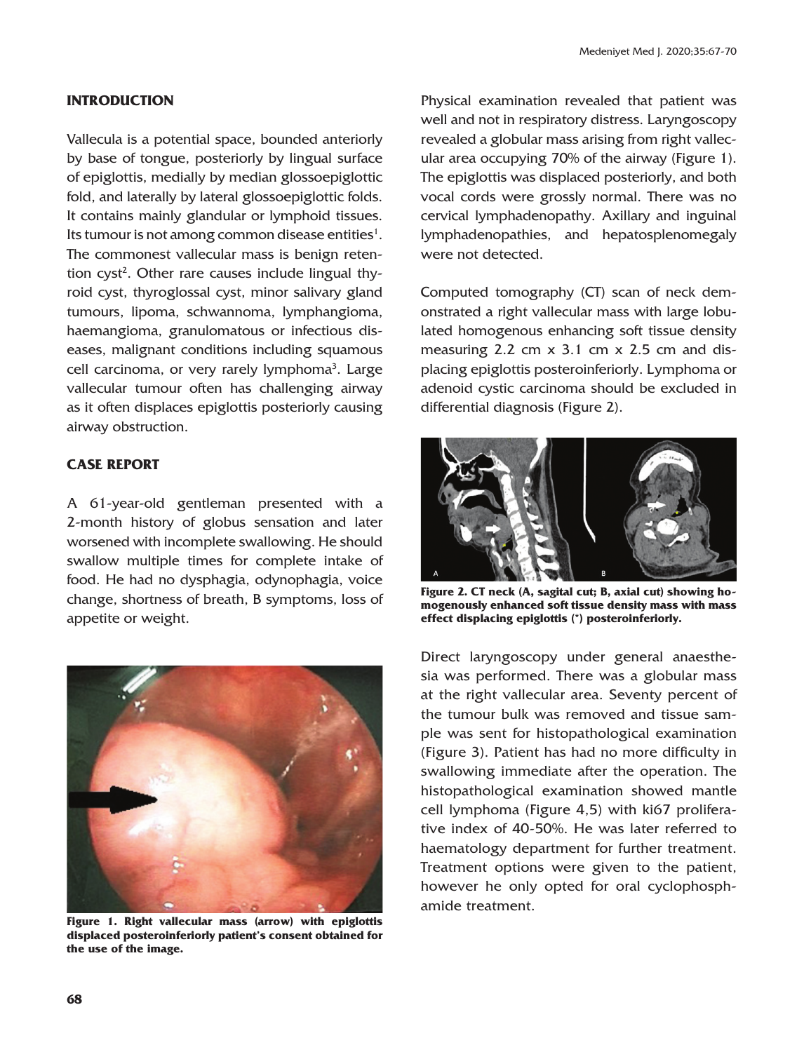## INTRODUCTION

Vallecula is a potential space, bounded anteriorly by base of tongue, posteriorly by lingual surface of epiglottis, medially by median glossoepiglottic fold, and laterally by lateral glossoepiglottic folds. It contains mainly glandular or lymphoid tissues. Its tumour is not among common disease entities[1]. The commonest vallecular mass is benign retention cyst[2]. Other rare causes include lingual thyroid cyst, thyroglossal cyst, minor salivary gland tumours, lipoma, schwannoma, lymphangioma, haemangioma, granulomatous or infectious diseases, malignant conditions including squamous cell carcinoma, or very rarely lymphoma[3]. Large vallecular tumour often has challenging airway as it often displaces epiglottis posteriorly causing airway obstruction.

## CASE REPORT

A 61-year-old gentleman presented with a 2-month history of globus sensation and later worsened with incomplete swallowing. He should swallow multiple times for complete intake of food. He had no dysphagia, odynophagia, voice change, shortness of breath, B symptoms, loss of appetite or weight.

**Figure 1. Right vallecular mass (arrow) with epiglottis displaced posteroinferiorly patient's consent obtained for the use of the image.**

Physical examination revealed that patient was well and not in respiratory distress. Laryngoscopy revealed a globular mass arising from right vallecular area occupying 70% of the airway (Figure 1). The epiglottis was displaced posteriorly, and both vocal cords were grossly normal. There was no cervical lymphadenopathy. Axillary and inguinal lymphadenopathies, and hepatosplenomegaly were not detected.

Computed tomography (CT) scan of neck demonstrated a right vallecular mass with large lobulated homogenous enhancing soft tissue density measuring 2.2 cm x 3.1 cm x 2.5 cm and displacing epiglottis posteroinferiorly. Lymphoma or adenoid cystic carcinoma should be excluded in differential diagnosis (Figure 2).

**Figure 2. CT neck (A, sagital cut; B, axial cut) showing homogenously enhanced soft tissue density mass with mass effect displacing epiglottis (*) posteroinferiorly.**

Direct laryngoscopy under general anaesthesia was performed. There was a globular mass at the right vallecular area. Seventy percent of the tumour bulk was removed and tissue sample was sent for histopathological examination (Figure 3). Patient has had no more difficulty in swallowing immediate after the operation. The histopathological examination showed mantle cell lymphoma (Figure 4,5) with ki67 proliferative index of 40-50%. He was later referred to haematology department for further treatment. Treatment options were given to the patient, however he only opted for oral cyclophosphamide treatment.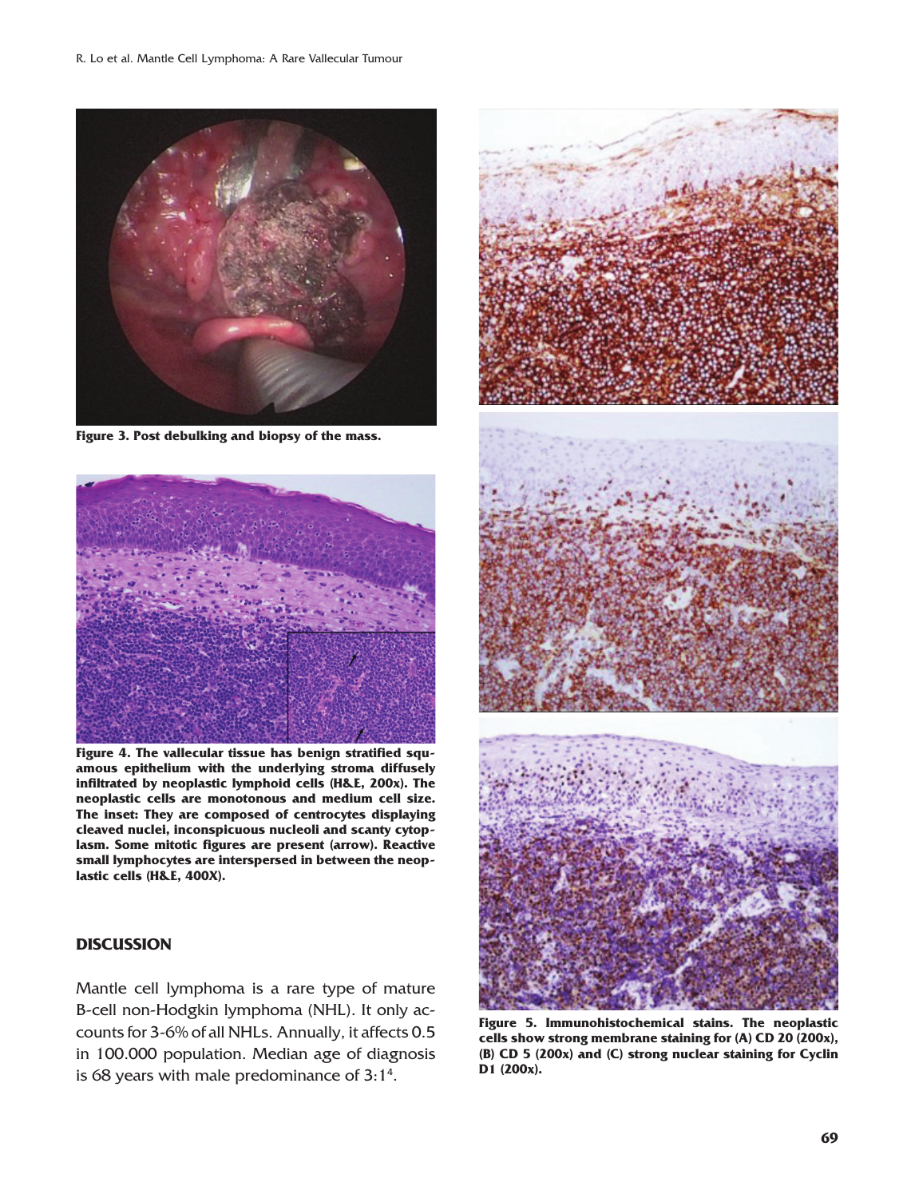**Figure 3. Post debulking and biopsy of the mass.**

**Figure 4. The vallecular tissue has benign stratified squamous epithelium with the underlying stroma diffusely infiltrated by neoplastic lymphoid cells (H&E, 200x). The neoplastic cells are monotonous and medium cell size. The inset: They are composed of centrocytes displaying cleaved nuclei, inconspicuous nucleoli and scanty cytoplasm. Some mitotic figures are present (arrow). Reactive small lymphocytes are interspersed in between the neoplastic cells (H&E, 400X).**

## DISCUSSION

Mantle cell lymphoma is a rare type of mature B-cell non-Hodgkin lymphoma (NHL). It only accounts for 3-6% of all NHLs. Annually, it affects 0.5 in 100.000 population. Median age of diagnosis is 68 years with male predominance of 3:1[4].

**Figure 5. Immunohistochemical stains. The neoplastic cells show strong membrane staining for (A) CD 20 (200x), (B) CD 5 (200x) and (C) strong nuclear staining for Cyclin D1 (200x).**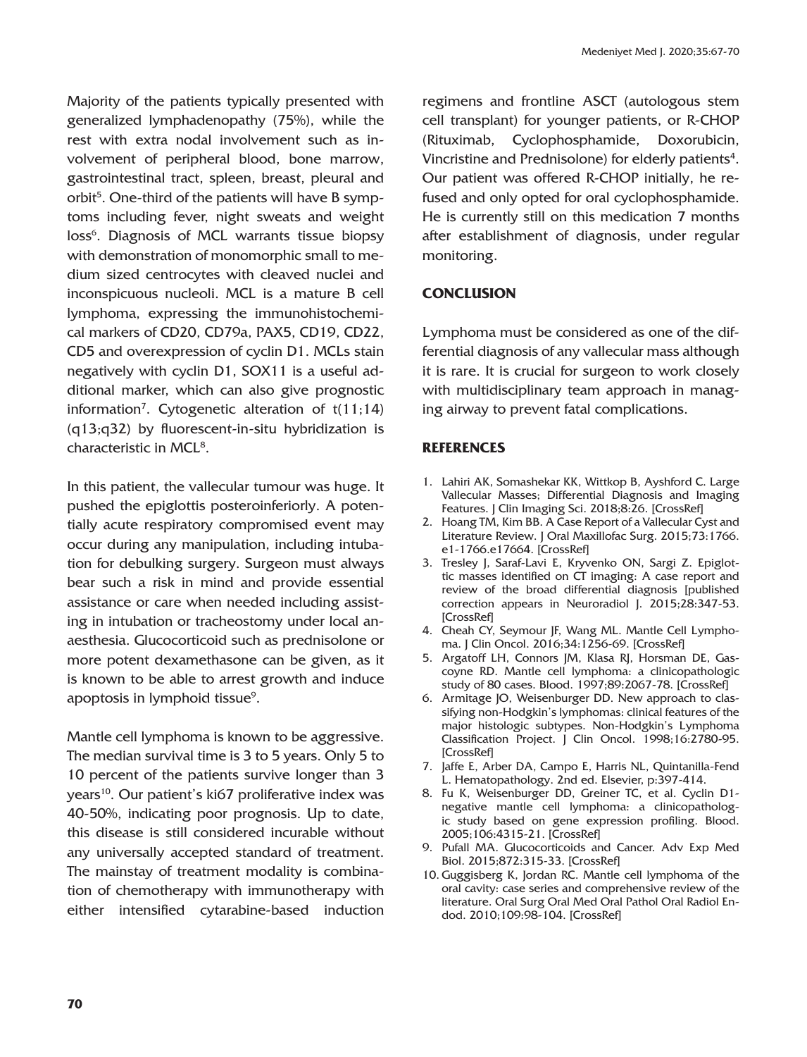Majority of the patients typically presented with generalized lymphadenopathy (75%), while the rest with extra nodal involvement such as involvement of peripheral blood, bone marrow, gastrointestinal tract, spleen, breast, pleural and orbit[5]. One-third of the patients will have B symptoms including fever, night sweats and weight loss[6]. Diagnosis of MCL warrants tissue biopsy with demonstration of monomorphic small to medium sized centrocytes with cleaved nuclei and inconspicuous nucleoli. MCL is a mature B cell lymphoma, expressing the immunohistochemical markers of CD20, CD79a, PAX5, CD19, CD22, CD5 and overexpression of cyclin D1. MCLs stain negatively with cyclin D1, SOX11 is a useful additional marker, which can also give prognostic information[7]. Cytogenetic alteration of t(11;14)(q13;q32) by fluorescent-in-situ hybridization is characteristic in MCL[8].

In this patient, the vallecular tumour was huge. It pushed the epiglottis posteroinferiorly. A potentially acute respiratory compromised event may occur during any manipulation, including intubation for debulking surgery. Surgeon must always bear such a risk in mind and provide essential assistance or care when needed including assisting in intubation or tracheostomy under local anaesthesia. Glucocorticoid such as prednisolone or more potent dexamethasone can be given, as it is known to be able to arrest growth and induce apoptosis in lymphoid tissue[9].

Mantle cell lymphoma is known to be aggressive. The median survival time is 3 to 5 years. Only 5 to 10 percent of the patients survive longer than 3 years[10]. Our patient's ki67 proliferative index was 40-50%, indicating poor prognosis. Up to date, this disease is still considered incurable without any universally accepted standard of treatment. The mainstay of treatment modality is combination of chemotherapy with immunotherapy with either intensified cytarabine-based induction regimens and frontline ASCT (autologous stem cell transplant) for younger patients, or R-CHOP (Rituximab, Cyclophosphamide, Doxorubicin, Vincristine and Prednisolone) for elderly patients[4]. Our patient was offered R-CHOP initially, he refused and only opted for oral cyclophosphamide. He is currently still on this medication 7 months after establishment of diagnosis, under regular monitoring.

## CONCLUSION

Lymphoma must be considered as one of the differential diagnosis of any vallecular mass although it is rare. It is crucial for surgeon to work closely with multidisciplinary team approach in managing airway to prevent fatal complications.

## REFERENCES

1. Lahiri AK, Somashekar KK, Wittkop B, Ayshford C. Large Vallecular Masses; Differential Diagnosis and Imaging Features. J Clin Imaging Sci. 2018;8:26. [CrossRef]
2. Hoang TM, Kim BB. A Case Report of a Vallecular Cyst and Literature Review. J Oral Maxillofac Surg. 2015;73:1766.e1-1766.e17664. [CrossRef]
3. Tresley J, Saraf-Lavi E, Kryvenko ON, Sargi Z. Epiglottic masses identified on CT imaging: A case report and review of the broad differential diagnosis [published correction appears in Neuroradiol J. 2015;28:347-53. [CrossRef]
4. Cheah CY, Seymour JF, Wang ML. Mantle Cell Lymphoma. J Clin Oncol. 2016;34:1256-69. [CrossRef]
5. Argatoff LH, Connors JM, Klasa RJ, Horsman DE, Gascoyne RD. Mantle cell lymphoma: a clinicopathologic study of 80 cases. Blood. 1997;89:2067-78. [CrossRef]
6. Armitage JO, Weisenburger DD. New approach to classifying non-Hodgkin's lymphomas: clinical features of the major histologic subtypes. Non-Hodgkin's Lymphoma Classification Project. J Clin Oncol. 1998;16:2780-95. [CrossRef]
7. Jaffe E, Arber DA, Campo E, Harris NL, Quintanilla-Fend L. Hematopathology. 2nd ed. Elsevier, p:397-414.
8. Fu K, Weisenburger DD, Greiner TC, et al. Cyclin D1-negative mantle cell lymphoma: a clinicopathologic study based on gene expression profiling. Blood. 2005;106:4315-21. [CrossRef]
9. Pufall MA. Glucocorticoids and Cancer. Adv Exp Med Biol. 2015;872:315-33. [CrossRef]
10. Guggisberg K, Jordan RC. Mantle cell lymphoma of the oral cavity: case series and comprehensive review of the literature. Oral Surg Oral Med Oral Pathol Oral Radiol Endod. 2010;109:98-104. [CrossRef]